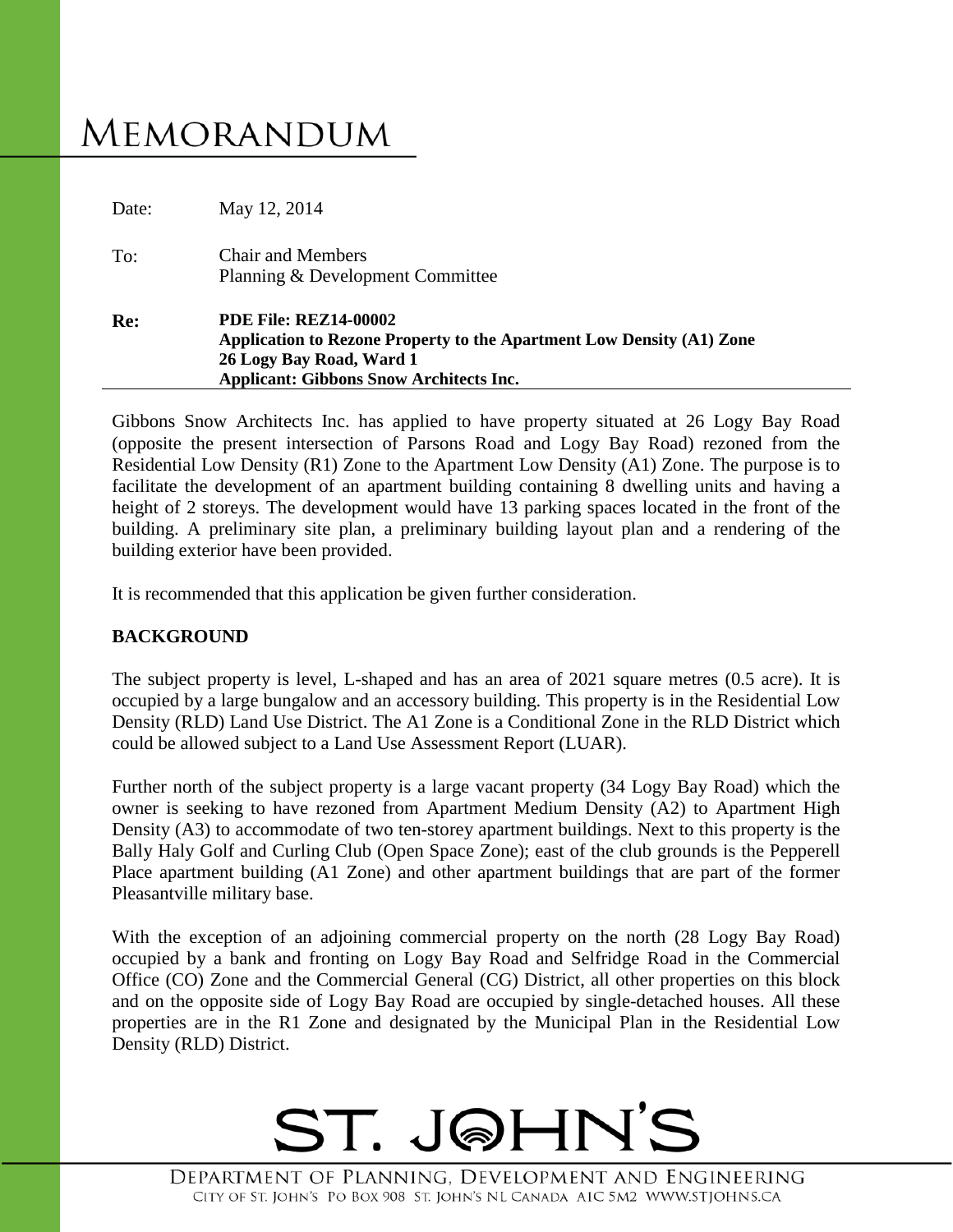# MEMORANDUM

Date: May 12, 2014

To: Chair and Members
Planning & Development Committee

**Re: PDE File: REZ14-00002**
**Application to Rezone Property to the Apartment Low Density (A1) Zone**
**26 Logy Bay Road, Ward 1**
**Applicant: Gibbons Snow Architects Inc.**

Gibbons Snow Architects Inc. has applied to have property situated at 26 Logy Bay Road (opposite the present intersection of Parsons Road and Logy Bay Road) rezoned from the Residential Low Density (R1) Zone to the Apartment Low Density (A1) Zone. The purpose is to facilitate the development of an apartment building containing 8 dwelling units and having a height of 2 storeys. The development would have 13 parking spaces located in the front of the building. A preliminary site plan, a preliminary building layout plan and a rendering of the building exterior have been provided.

It is recommended that this application be given further consideration.

**BACKGROUND**

The subject property is level, L-shaped and has an area of 2021 square metres (0.5 acre). It is occupied by a large bungalow and an accessory building. This property is in the Residential Low Density (RLD) Land Use District. The A1 Zone is a Conditional Zone in the RLD District which could be allowed subject to a Land Use Assessment Report (LUAR).

Further north of the subject property is a large vacant property (34 Logy Bay Road) which the owner is seeking to have rezoned from Apartment Medium Density (A2) to Apartment High Density (A3) to accommodate of two ten-storey apartment buildings. Next to this property is the Bally Haly Golf and Curling Club (Open Space Zone); east of the club grounds is the Pepperell Place apartment building (A1 Zone) and other apartment buildings that are part of the former Pleasantville military base.

With the exception of an adjoining commercial property on the north (28 Logy Bay Road) occupied by a bank and fronting on Logy Bay Road and Selfridge Road in the Commercial Office (CO) Zone and the Commercial General (CG) District, all other properties on this block and on the opposite side of Logy Bay Road are occupied by single-detached houses. All these properties are in the R1 Zone and designated by the Municipal Plan in the Residential Low Density (RLD) District.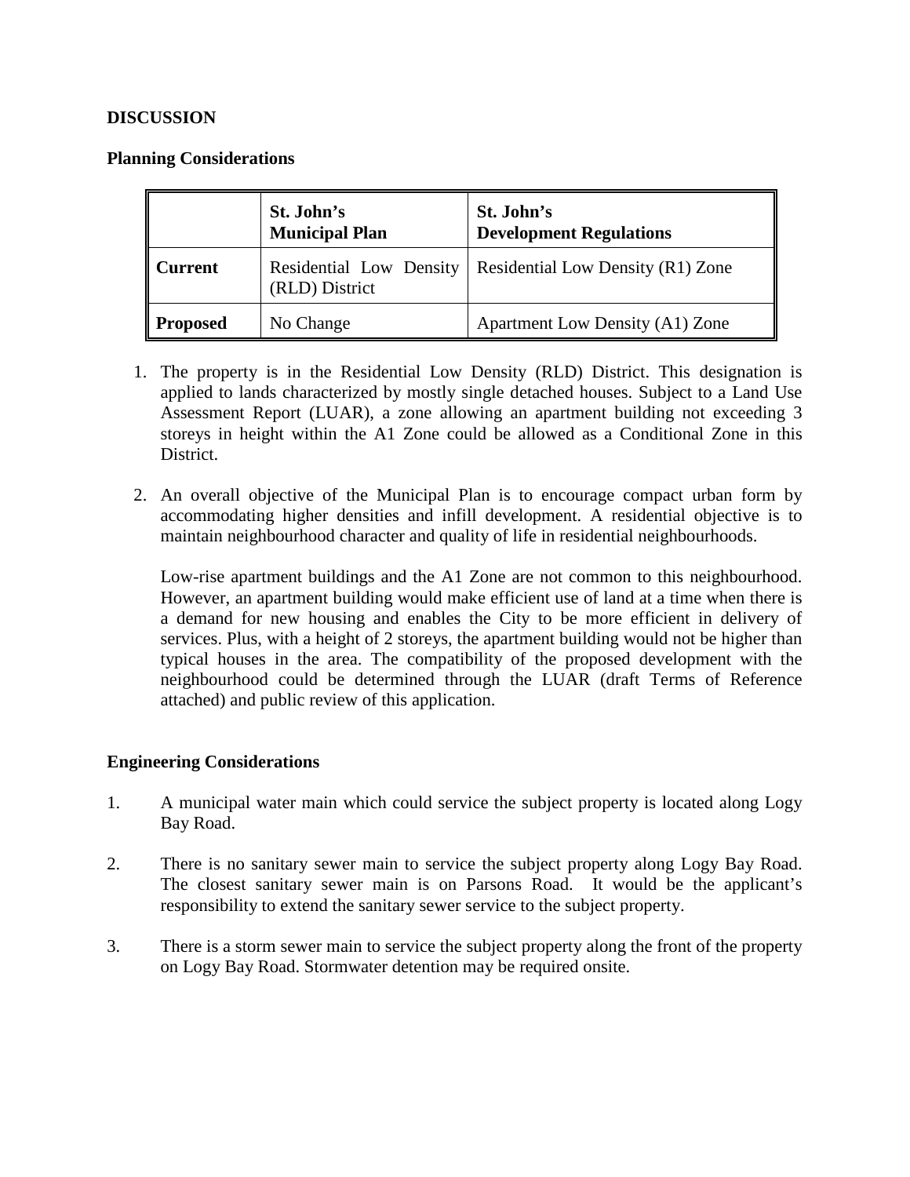**DISCUSSION**

**Planning Considerations**

| | St. John's Municipal Plan | St. John's Development Regulations |
|---|---|---|
| **Current** | Residential Low Density (RLD) District | Residential Low Density (R1) Zone |
| **Proposed** | No Change | Apartment Low Density (A1) Zone |

1. The property is in the Residential Low Density (RLD) District. This designation is applied to lands characterized by mostly single detached houses. Subject to a Land Use Assessment Report (LUAR), a zone allowing an apartment building not exceeding 3 storeys in height within the A1 Zone could be allowed as a Conditional Zone in this District.

2. An overall objective of the Municipal Plan is to encourage compact urban form by accommodating higher densities and infill development. A residential objective is to maintain neighbourhood character and quality of life in residential neighbourhoods.

   Low-rise apartment buildings and the A1 Zone are not common to this neighbourhood. However, an apartment building would make efficient use of land at a time when there is a demand for new housing and enables the City to be more efficient in delivery of services. Plus, with a height of 2 storeys, the apartment building would not be higher than typical houses in the area. The compatibility of the proposed development with the neighbourhood could be determined through the LUAR (draft Terms of Reference attached) and public review of this application.

**Engineering Considerations**

1. A municipal water main which could service the subject property is located along Logy Bay Road.

2. There is no sanitary sewer main to service the subject property along Logy Bay Road. The closest sanitary sewer main is on Parsons Road. It would be the applicant's responsibility to extend the sanitary sewer service to the subject property.

3. There is a storm sewer main to service the subject property along the front of the property on Logy Bay Road. Stormwater detention may be required onsite.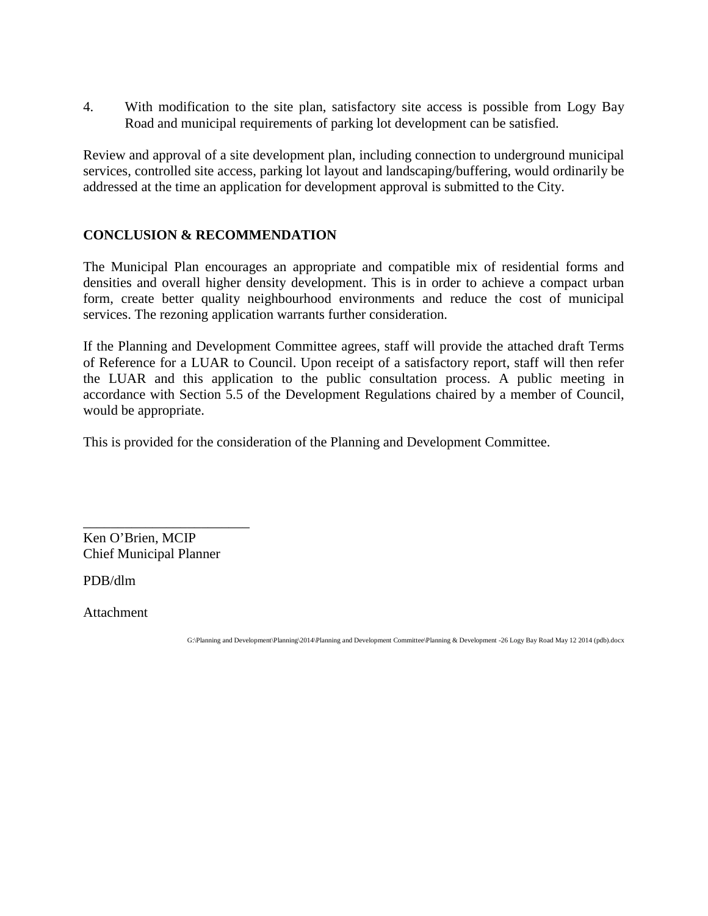4. With modification to the site plan, satisfactory site access is possible from Logy Bay Road and municipal requirements of parking lot development can be satisfied.

Review and approval of a site development plan, including connection to underground municipal services, controlled site access, parking lot layout and landscaping/buffering, would ordinarily be addressed at the time an application for development approval is submitted to the City.

## CONCLUSION & RECOMMENDATION

The Municipal Plan encourages an appropriate and compatible mix of residential forms and densities and overall higher density development. This is in order to achieve a compact urban form, create better quality neighbourhood environments and reduce the cost of municipal services. The rezoning application warrants further consideration.

If the Planning and Development Committee agrees, staff will provide the attached draft Terms of Reference for a LUAR to Council. Upon receipt of a satisfactory report, staff will then refer the LUAR and this application to the public consultation process. A public meeting in accordance with Section 5.5 of the Development Regulations chaired by a member of Council, would be appropriate.

This is provided for the consideration of the Planning and Development Committee.

\_\_\_\_\_\_\_\_\_\_\_\_\_\_\_\_\_\_\_\_\_\_\_\_

Ken O'Brien, MCIP
Chief Municipal Planner

PDB/dlm

Attachment

G:\Planning and Development\Planning\2014\Planning and Development Committee\Planning & Development -26 Logy Bay Road May 12 2014 (pdb).docx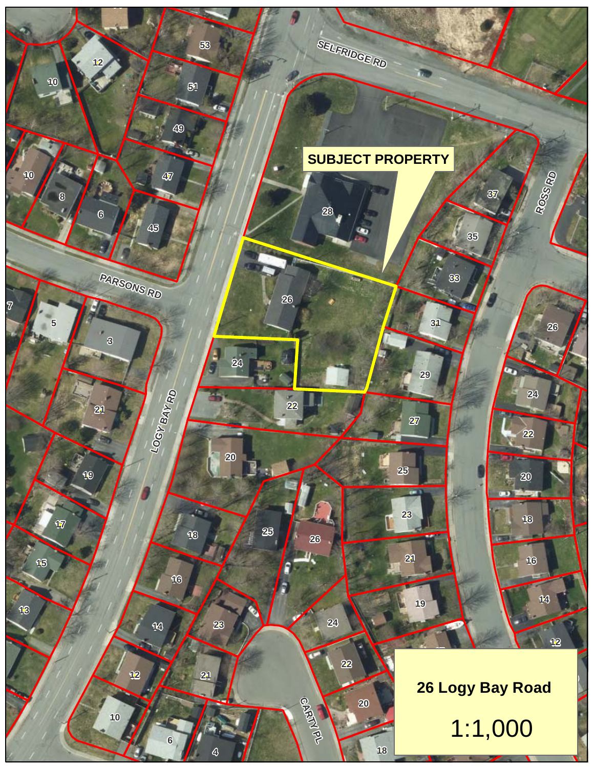SUBJECT PROPERTY

26 Logy Bay Road

1:1,000